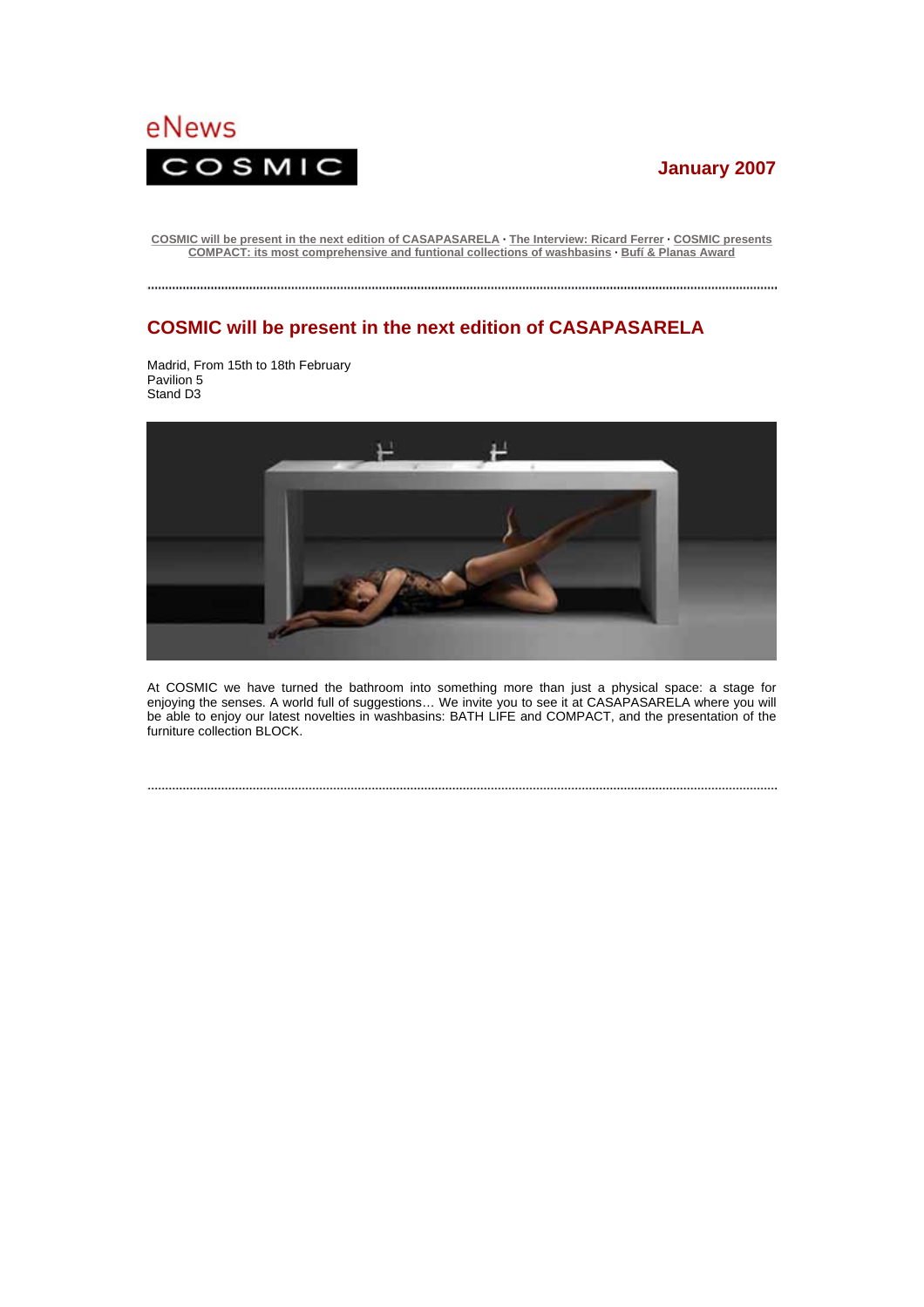eNews

COSMIC

**January 2007**

**COSMIC will be present in the next edition of CASAPASARELA** · **The Interview: Ricard Ferrer** · **COSMIC presents COMPACT: its most comprehensive and funtional collections of washbasins** · **Bufí & Planas Award**

---

## COSMIC will be present in the next edition of CASAPASARELA

Madrid, From 15th to 18th February
Pavilion 5
Stand D3

At COSMIC we have turned the bathroom into something more than just a physical space: a stage for enjoying the senses. A world full of suggestions… We invite you to see it at CASAPASARELA where you will be able to enjoy our latest novelties in washbasins: BATH LIFE and COMPACT, and the presentation of the furniture collection BLOCK.

---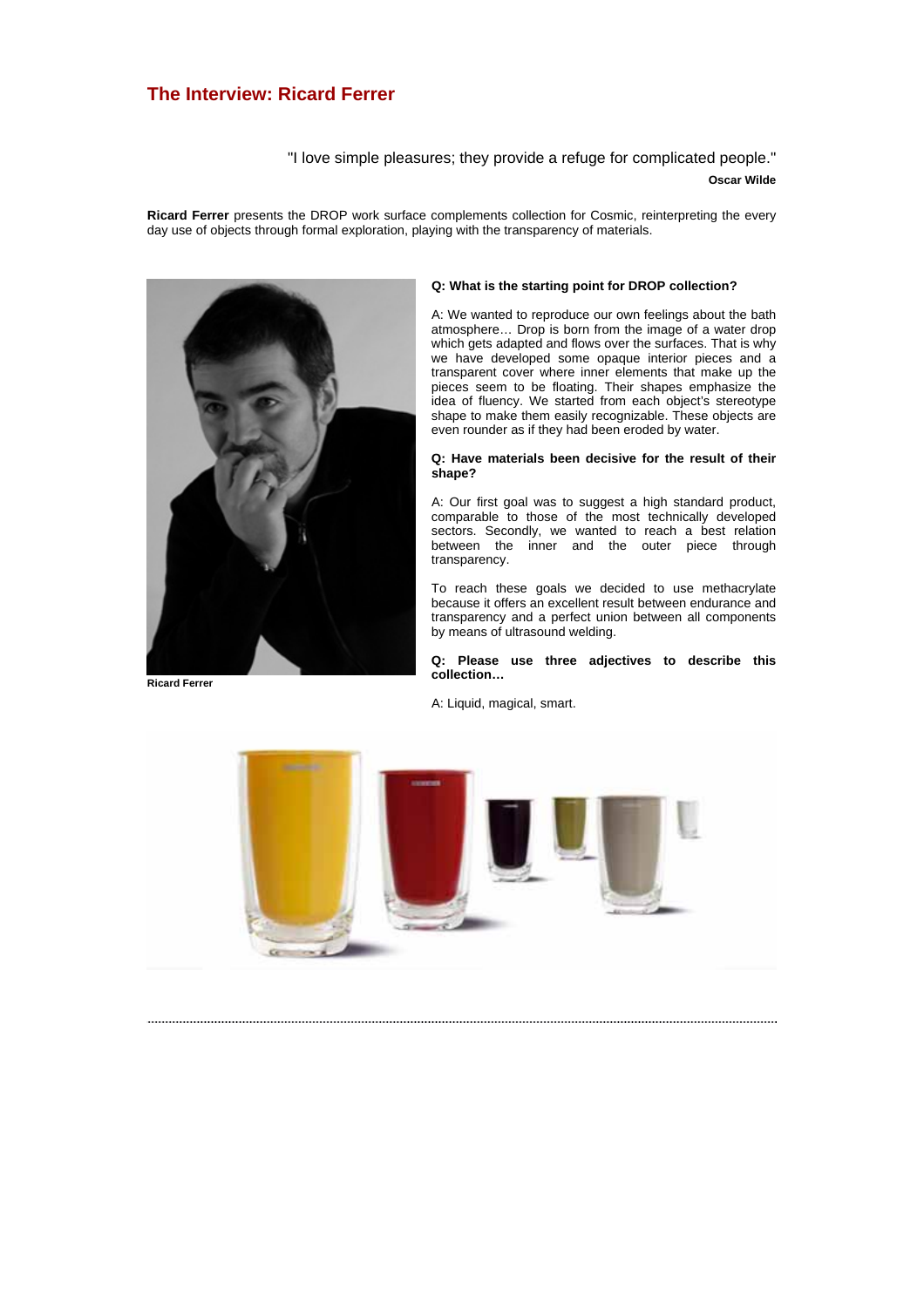## The Interview: Ricard Ferrer

"I love simple pleasures; they provide a refuge for complicated people."

**Oscar Wilde**

**Ricard Ferrer** presents the DROP work surface complements collection for Cosmic, reinterpreting the every day use of objects through formal exploration, playing with the transparency of materials.

**Ricard Ferrer**

**Q: What is the starting point for DROP collection?**

A: We wanted to reproduce our own feelings about the bath atmosphere… Drop is born from the image of a water drop which gets adapted and flows over the surfaces. That is why we have developed some opaque interior pieces and a transparent cover where inner elements that make up the pieces seem to be floating. Their shapes emphasize the idea of fluency. We started from each object's stereotype shape to make them easily recognizable. These objects are even rounder as if they had been eroded by water.

**Q: Have materials been decisive for the result of their shape?**

A: Our first goal was to suggest a high standard product, comparable to those of the most technically developed sectors. Secondly, we wanted to reach a best relation between the inner and the outer piece through transparency.

To reach these goals we decided to use methacrylate because it offers an excellent result between endurance and transparency and a perfect union between all components by means of ultrasound welding.

**Q: Please use three adjectives to describe this collection…**

A: Liquid, magical, smart.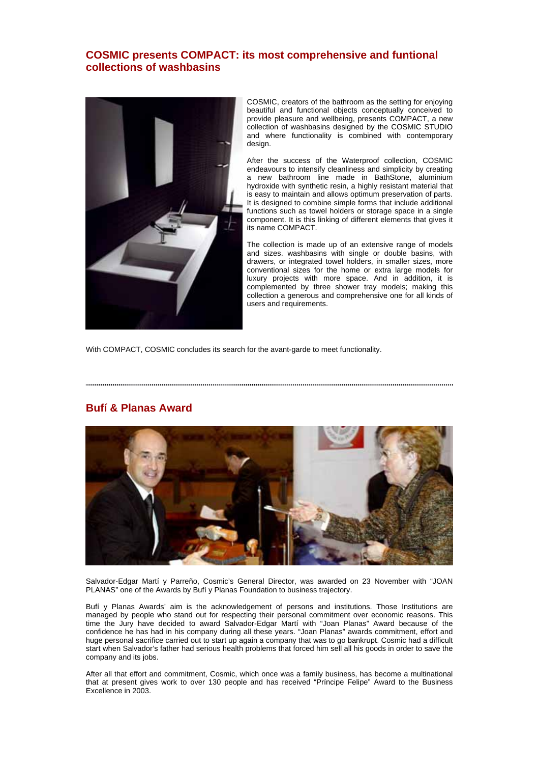## COSMIC presents COMPACT: its most comprehensive and funtional collections of washbasins

COSMIC, creators of the bathroom as the setting for enjoying beautiful and functional objects conceptually conceived to provide pleasure and wellbeing, presents COMPACT, a new collection of washbasins designed by the COSMIC STUDIO and where functionality is combined with contemporary design.

After the success of the Waterproof collection, COSMIC endeavours to intensify cleanliness and simplicity by creating a new bathroom line made in BathStone, aluminium hydroxide with synthetic resin, a highly resistant material that is easy to maintain and allows optimum preservation of parts. It is designed to combine simple forms that include additional functions such as towel holders or storage space in a single component. It is this linking of different elements that gives it its name COMPACT.

The collection is made up of an extensive range of models and sizes. washbasins with single or double basins, with drawers, or integrated towel holders, in smaller sizes, more conventional sizes for the home or extra large models for luxury projects with more space. And in addition, it is complemented by three shower tray models; making this collection a generous and comprehensive one for all kinds of users and requirements.

With COMPACT, COSMIC concludes its search for the avant-garde to meet functionality.

---

## Bufí & Planas Award

Salvador-Edgar Martí y Parreño, Cosmic's General Director, was awarded on 23 November with "JOAN PLANAS" one of the Awards by Bufí y Planas Foundation to business trajectory.

Bufí y Planas Awards' aim is the acknowledgement of persons and institutions. Those Institutions are managed by people who stand out for respecting their personal commitment over economic reasons. This time the Jury have decided to award Salvador-Edgar Martí with "Joan Planas" Award because of the confidence he has had in his company during all these years. "Joan Planas" awards commitment, effort and huge personal sacrifice carried out to start up again a company that was to go bankrupt. Cosmic had a difficult start when Salvador's father had serious health problems that forced him sell all his goods in order to save the company and its jobs.

After all that effort and commitment, Cosmic, which once was a family business, has become a multinational that at present gives work to over 130 people and has received "Príncipe Felipe" Award to the Business Excellence in 2003.